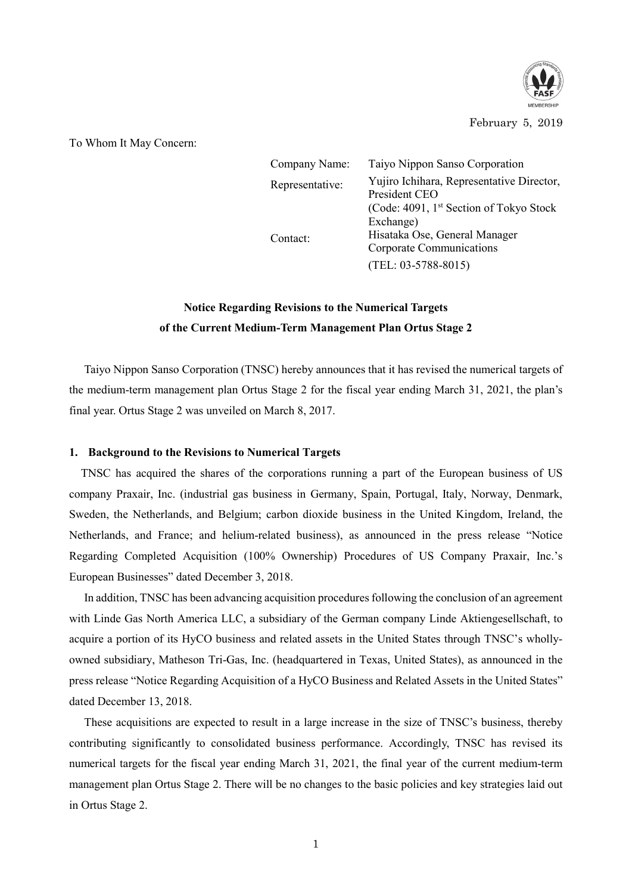February 5, 2019

To Whom It May Concern:

| | |
|---|---|
| Company Name: | Taiyo Nippon Sanso Corporation |
| Representative: | Yujiro Ichihara, Representative Director, President CEO |
| | (Code: 4091, 1st Section of Tokyo Stock Exchange) |
| Contact: | Hisataka Ose, General Manager Corporate Communications |
| | (TEL: 03-5788-8015) |

## Notice Regarding Revisions to the Numerical Targets of the Current Medium-Term Management Plan Ortus Stage 2

Taiyo Nippon Sanso Corporation (TNSC) hereby announces that it has revised the numerical targets of the medium-term management plan Ortus Stage 2 for the fiscal year ending March 31, 2021, the plan's final year. Ortus Stage 2 was unveiled on March 8, 2017.

### 1. Background to the Revisions to Numerical Targets

TNSC has acquired the shares of the corporations running a part of the European business of US company Praxair, Inc. (industrial gas business in Germany, Spain, Portugal, Italy, Norway, Denmark, Sweden, the Netherlands, and Belgium; carbon dioxide business in the United Kingdom, Ireland, the Netherlands, and France; and helium-related business), as announced in the press release "Notice Regarding Completed Acquisition (100% Ownership) Procedures of US Company Praxair, Inc.'s European Businesses" dated December 3, 2018.

In addition, TNSC has been advancing acquisition procedures following the conclusion of an agreement with Linde Gas North America LLC, a subsidiary of the German company Linde Aktiengesellschaft, to acquire a portion of its HyCO business and related assets in the United States through TNSC's wholly-owned subsidiary, Matheson Tri-Gas, Inc. (headquartered in Texas, United States), as announced in the press release "Notice Regarding Acquisition of a HyCO Business and Related Assets in the United States" dated December 13, 2018.

These acquisitions are expected to result in a large increase in the size of TNSC's business, thereby contributing significantly to consolidated business performance. Accordingly, TNSC has revised its numerical targets for the fiscal year ending March 31, 2021, the final year of the current medium-term management plan Ortus Stage 2. There will be no changes to the basic policies and key strategies laid out in Ortus Stage 2.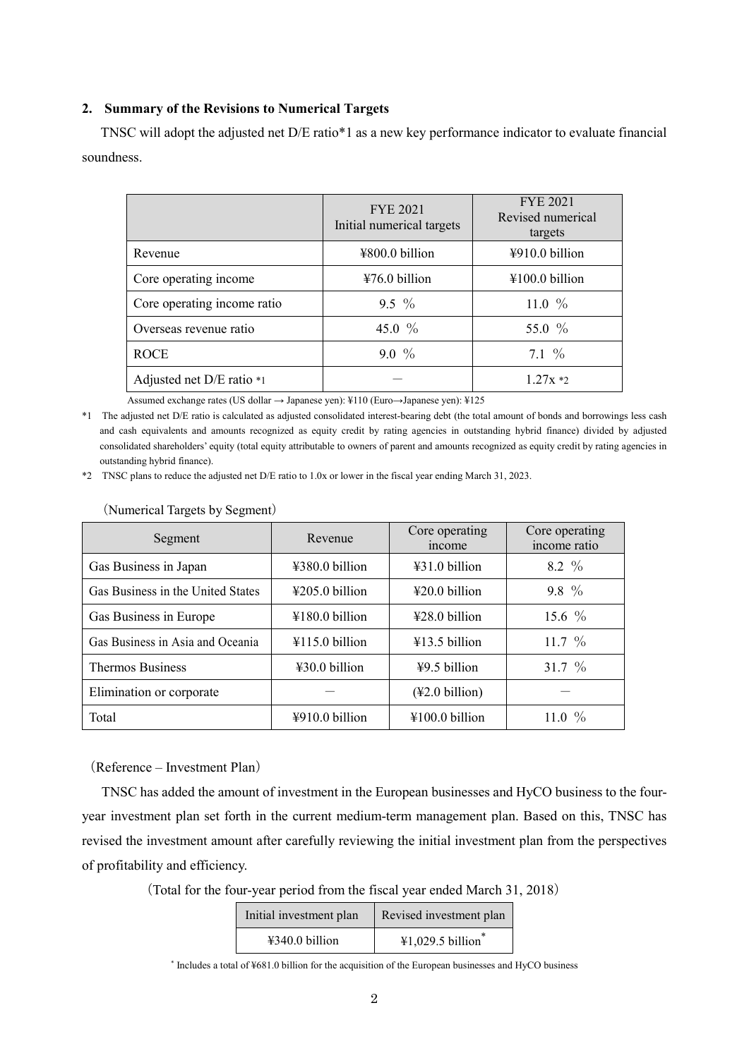## 2. Summary of the Revisions to Numerical Targets

TNSC will adopt the adjusted net D/E ratio*1 as a new key performance indicator to evaluate financial soundness.

| | FYE 2021 Initial numerical targets | FYE 2021 Revised numerical targets |
|---|---|---|
| Revenue | ¥800.0 billion | ¥910.0 billion |
| Core operating income | ¥76.0 billion | ¥100.0 billion |
| Core operating income ratio | 9.5 % | 11.0 % |
| Overseas revenue ratio | 45.0 % | 55.0 % |
| ROCE | 9.0 % | 7.1 % |
| Adjusted net D/E ratio *1 | ― | 1.27x *2 |

Assumed exchange rates (US dollar → Japanese yen): ¥110 (Euro→Japanese yen): ¥125

*1 The adjusted net D/E ratio is calculated as adjusted consolidated interest-bearing debt (the total amount of bonds and borrowings less cash and cash equivalents and amounts recognized as equity credit by rating agencies in outstanding hybrid finance) divided by adjusted consolidated shareholders' equity (total equity attributable to owners of parent and amounts recognized as equity credit by rating agencies in outstanding hybrid finance).

*2 TNSC plans to reduce the adjusted net D/E ratio to 1.0x or lower in the fiscal year ending March 31, 2023.

（Numerical Targets by Segment）

| Segment | Revenue | Core operating income | Core operating income ratio |
|---|---|---|---|
| Gas Business in Japan | ¥380.0 billion | ¥31.0 billion | 8.2 % |
| Gas Business in the United States | ¥205.0 billion | ¥20.0 billion | 9.8 % |
| Gas Business in Europe | ¥180.0 billion | ¥28.0 billion | 15.6 % |
| Gas Business in Asia and Oceania | ¥115.0 billion | ¥13.5 billion | 11.7 % |
| Thermos Business | ¥30.0 billion | ¥9.5 billion | 31.7 % |
| Elimination or corporate | ― | (¥2.0 billion) | ― |
| Total | ¥910.0 billion | ¥100.0 billion | 11.0 % |

（Reference – Investment Plan）

TNSC has added the amount of investment in the European businesses and HyCO business to the four-year investment plan set forth in the current medium-term management plan. Based on this, TNSC has revised the investment amount after carefully reviewing the initial investment plan from the perspectives of profitability and efficiency.

（Total for the four-year period from the fiscal year ended March 31, 2018）

| Initial investment plan | Revised investment plan |
|---|---|
| ¥340.0 billion | ¥1,029.5 billion* |

* Includes a total of ¥681.0 billion for the acquisition of the European businesses and HyCO business